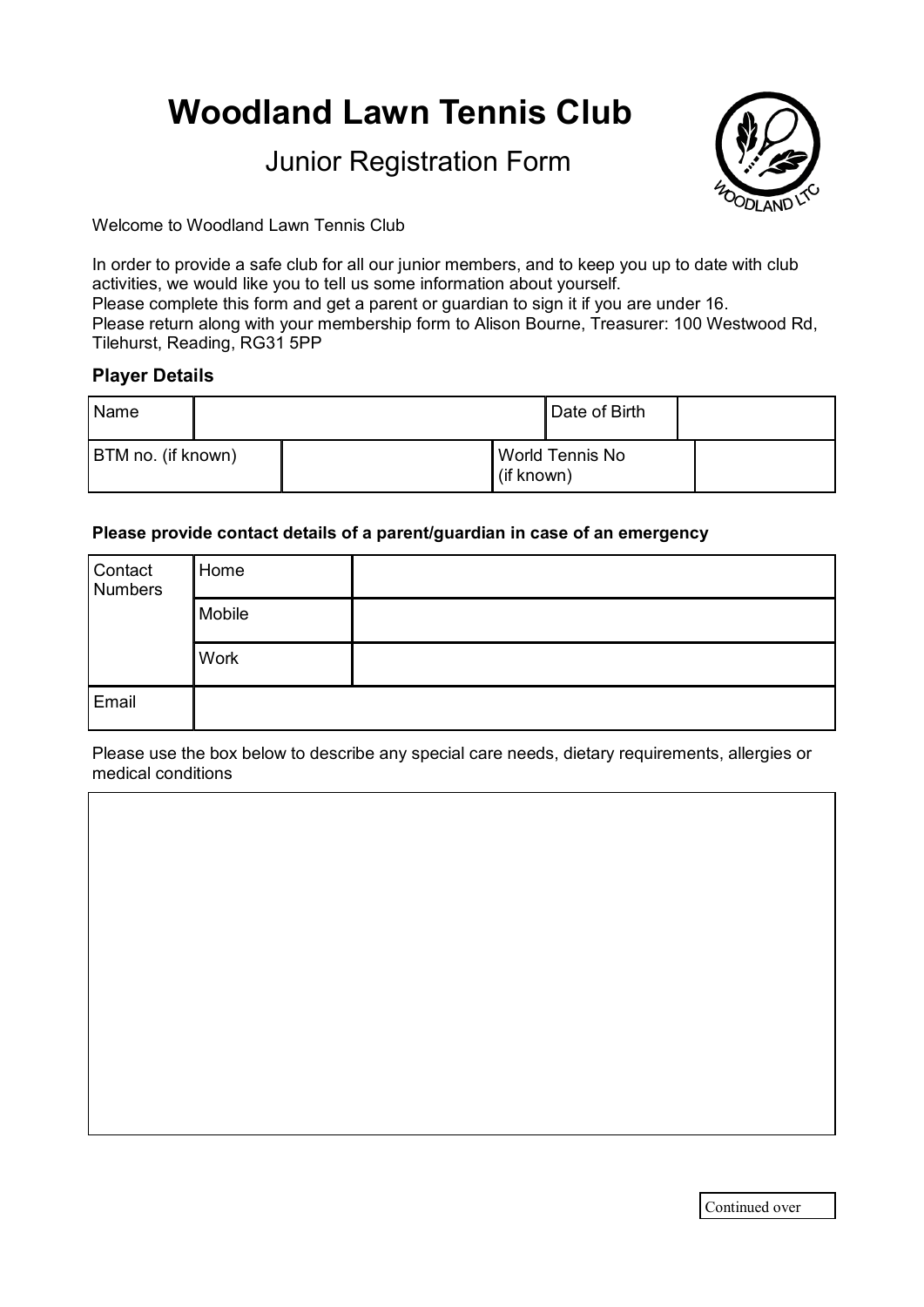# Woodland Lawn Tennis Club

## Junior Registration Form

Welcome to Woodland Lawn Tennis Club

In order to provide a safe club for all our junior members, and to keep you up to date with club activities, we would like you to tell us some information about yourself.
Please complete this form and get a parent or guardian to sign it if you are under 16.
Please return along with your membership form to Alison Bourne, Treasurer: 100 Westwood Rd, Tilehurst, Reading, RG31 5PP

### Player Details

| Name | | Date of Birth | |
|---|---|---|---|
| BTM no. (if known) | | World Tennis No (if known) | |

**Please provide contact details of a parent/guardian in case of an emergency**

| Contact Numbers | Home | |
|---|---|---|
| | Mobile | |
| | Work | |
| Email | | |

Please use the box below to describe any special care needs, dietary requirements, allergies or medical conditions

| |
|---|
| |

Continued over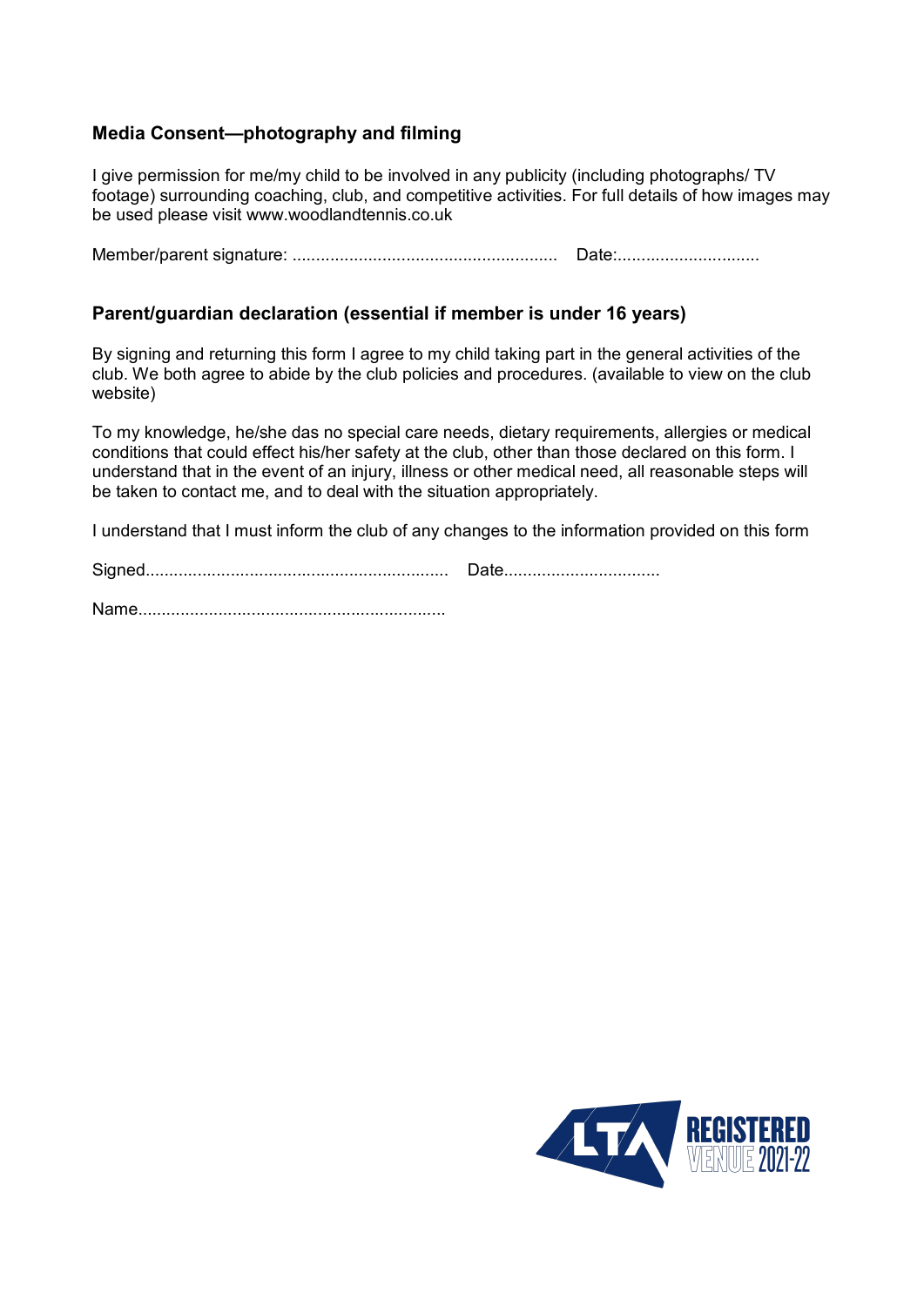## Media Consent—photography and filming

I give permission for me/my child to be involved in any publicity (including photographs/ TV footage) surrounding coaching, club, and competitive activities. For full details of how images may be used please visit www.woodlandtennis.co.uk

Member/parent signature: ........................................................ Date:..............................

## Parent/guardian declaration (essential if member is under 16 years)

By signing and returning this form I agree to my child taking part in the general activities of the club. We both agree to abide by the club policies and procedures. (available to view on the club website)

To my knowledge, he/she das no special care needs, dietary requirements, allergies or medical conditions that could effect his/her safety at the club, other than those declared on this form. I understand that in the event of an injury, illness or other medical need, all reasonable steps will be taken to contact me, and to deal with the situation appropriately.

I understand that I must inform the club of any changes to the information provided on this form

Signed................................................................ Date.................................

Name.................................................................

LTA REGISTERED VENUE 2021-22